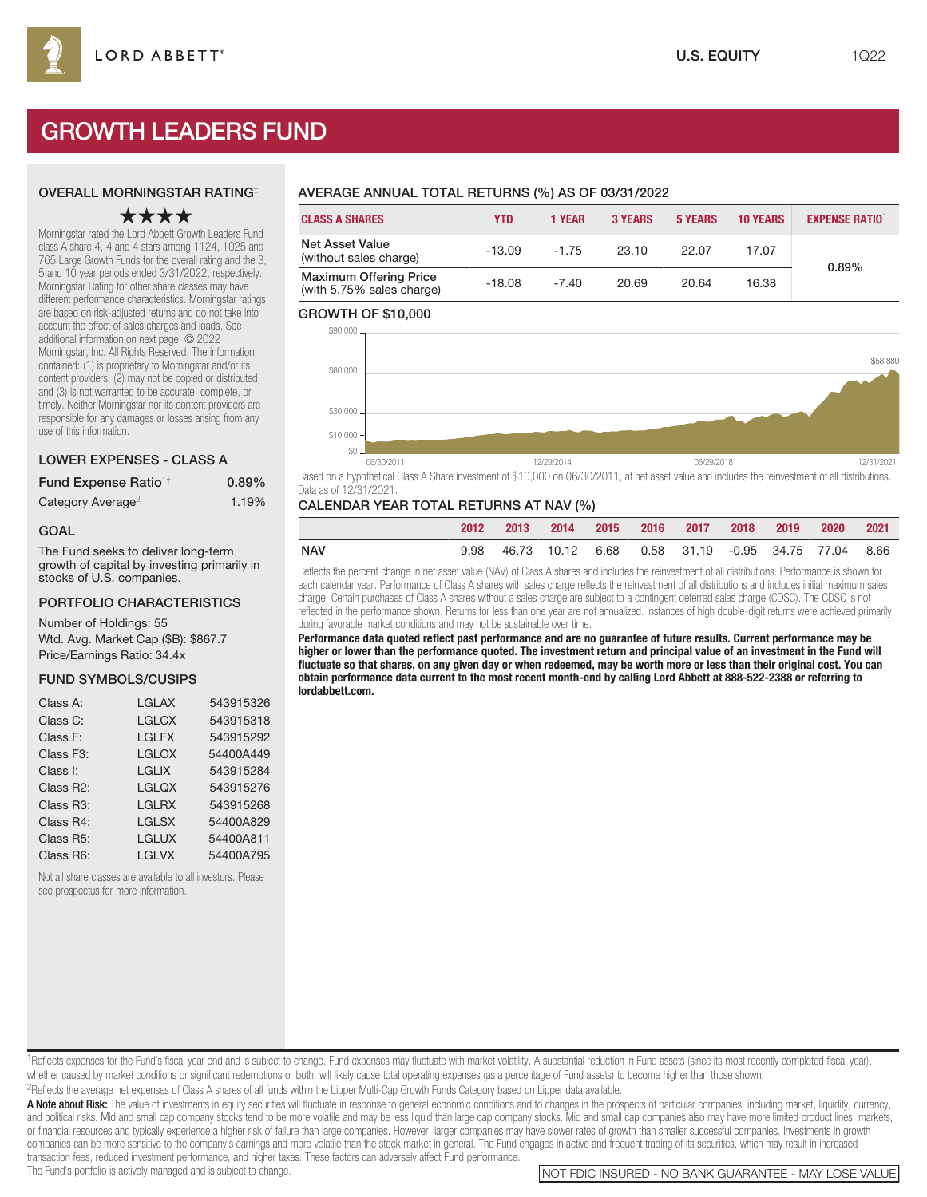# GROWTH LEADERS FUND

U.S. EQUITY 1Q22

## OVERALL MORNINGSTAR RATING‡

★★★★

Morningstar rated the Lord Abbett Growth Leaders Fund class A share 4, 4 and 4 stars among 1124, 1025 and 765 Large Growth Funds for the overall rating and the 3, 5 and 10 year periods ended 3/31/2022, respectively. Morningstar Rating for other share classes may have different performance characteristics. Morningstar ratings are based on risk-adjusted returns and do not take into account the effect of sales charges and loads. See additional information on next page. © 2022 Morningstar, Inc. All Rights Reserved. The information contained: (1) is proprietary to Morningstar and/or its content providers; (2) may not be copied or distributed; and (3) is not warranted to be accurate, complete, or timely. Neither Morningstar nor its content providers are responsible for any damages or losses arising from any use of this information.

## LOWER EXPENSES - CLASS A

| | |
|---|---|
| Fund Expense Ratio[1†] | 0.89% |
| Category Average[2] | 1.19% |

## GOAL

The Fund seeks to deliver long-term growth of capital by investing primarily in stocks of U.S. companies.

## PORTFOLIO CHARACTERISTICS

Number of Holdings: 55
Wtd. Avg. Market Cap ($B): $867.7
Price/Earnings Ratio: 34.4x

## FUND SYMBOLS/CUSIPS

| | | |
|---|---|---|
| Class A: | LGLAX | 543915326 |
| Class C: | LGLCX | 543915318 |
| Class F: | LGLFX | 543915292 |
| Class F3: | LGLOX | 54400A449 |
| Class I: | LGLIX | 543915284 |
| Class R2: | LGLQX | 543915276 |
| Class R3: | LGLRX | 543915268 |
| Class R4: | LGLSX | 54400A829 |
| Class R5: | LGLUX | 54400A811 |
| Class R6: | LGLVX | 54400A795 |

Not all share classes are available to all investors. Please see prospectus for more information.

## AVERAGE ANNUAL TOTAL RETURNS (%) AS OF 03/31/2022

| CLASS A SHARES | YTD | 1 YEAR | 3 YEARS | 5 YEARS | 10 YEARS | EXPENSE RATIO[1] |
|---|---|---|---|---|---|---|
| Net Asset Value (without sales charge) | -13.09 | -1.75 | 23.10 | 22.07 | 17.07 | 0.89% |
| Maximum Offering Price (with 5.75% sales charge) | -18.08 | -7.40 | 20.69 | 20.64 | 16.38 | |

## GROWTH OF $10,000

$58,880

Based on a hypothetical Class A Share investment of $10,000 on 06/30/2011, at net asset value and includes the reinvestment of all distributions. Data as of 12/31/2021.

## CALENDAR YEAR TOTAL RETURNS AT NAV (%)

| | 2012 | 2013 | 2014 | 2015 | 2016 | 2017 | 2018 | 2019 | 2020 | 2021 |
|---|---|---|---|---|---|---|---|---|---|---|
| NAV | 9.98 | 46.73 | 10.12 | 6.68 | 0.58 | 31.19 | -0.95 | 34.75 | 77.04 | 8.66 |

Reflects the percent change in net asset value (NAV) of Class A shares and includes the reinvestment of all distributions. Performance is shown for each calendar year. Performance of Class A shares with sales charge reflects the reinvestment of all distributions and includes initial maximum sales charge. Certain purchases of Class A shares without a sales charge are subject to a contingent deferred sales charge (CDSC). The CDSC is not reflected in the performance shown. Returns for less than one year are not annualized. Instances of high double-digit returns were achieved primarily during favorable market conditions and may not be sustainable over time.

**Performance data quoted reflect past performance and are no guarantee of future results. Current performance may be higher or lower than the performance quoted. The investment return and principal value of an investment in the Fund will fluctuate so that shares, on any given day or when redeemed, may be worth more or less than their original cost. You can obtain performance data current to the most recent month-end by calling Lord Abbett at 888-522-2388 or referring to lordabbett.com.**

[1]Reflects expenses for the Fund's fiscal year end and is subject to change. Fund expenses may fluctuate with market volatility. A substantial reduction in Fund assets (since its most recently completed fiscal year), whether caused by market conditions or significant redemptions or both, will likely cause total operating expenses (as a percentage of Fund assets) to become higher than those shown.

[2]Reflects the average net expenses of Class A shares of all funds within the Lipper Multi-Cap Growth Funds Category based on Lipper data available.

**A Note about Risk:** The value of investments in equity securities will fluctuate in response to general economic conditions and to changes in the prospects of particular companies, including market, liquidity, currency, and political risks. Mid and small cap company stocks tend to be more volatile and may be less liquid than large cap company stocks. Mid and small cap companies also may have more limited product lines, markets, or financial resources and typically experience a higher risk of failure than large companies. However, larger companies may have slower rates of growth than smaller successful companies. Investments in growth companies can be more sensitive to the company's earnings and more volatile than the stock market in general. The Fund engages in active and frequent trading of its securities, which may result in increased transaction fees, reduced investment performance, and higher taxes. These factors can adversely affect Fund performance.

The Fund's portfolio is actively managed and is subject to change.

NOT FDIC INSURED - NO BANK GUARANTEE - MAY LOSE VALUE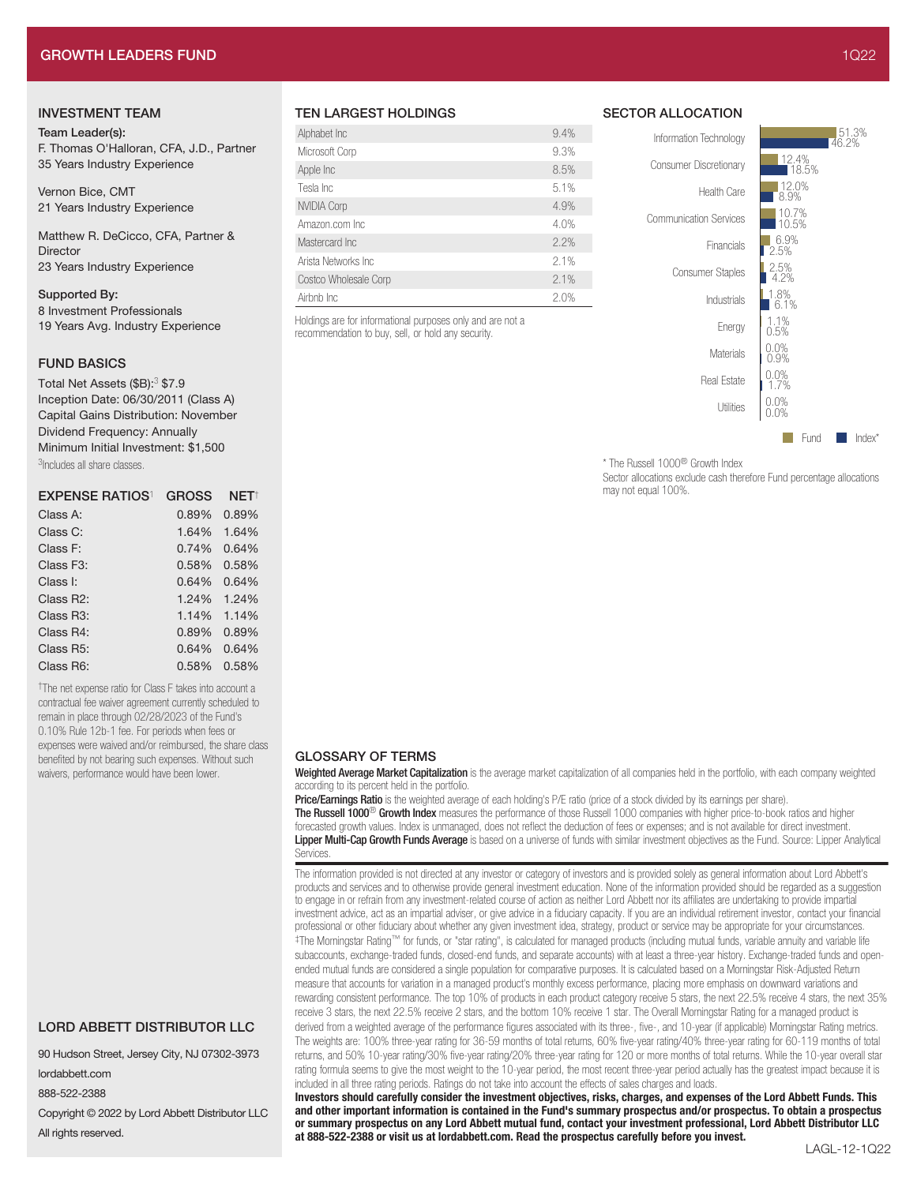## INVESTMENT TEAM

**Team Leader(s):**
F. Thomas O'Halloran, CFA, J.D., Partner
35 Years Industry Experience

Vernon Bice, CMT
21 Years Industry Experience

Matthew R. DeCicco, CFA, Partner & Director
23 Years Industry Experience

**Supported By:**
8 Investment Professionals
19 Years Avg. Industry Experience

## FUND BASICS

Total Net Assets ($B):[3] $7.9
Inception Date: 06/30/2011 (Class A)
Capital Gains Distribution: November
Dividend Frequency: Annually
Minimum Initial Investment: $1,500
[3]Includes all share classes.

| EXPENSE RATIOS† | GROSS | NET† |
|---|---|---|
| Class A: | 0.89% | 0.89% |
| Class C: | 1.64% | 1.64% |
| Class F: | 0.74% | 0.64% |
| Class F3: | 0.58% | 0.58% |
| Class I: | 0.64% | 0.64% |
| Class R2: | 1.24% | 1.24% |
| Class R3: | 1.14% | 1.14% |
| Class R4: | 0.89% | 0.89% |
| Class R5: | 0.64% | 0.64% |
| Class R6: | 0.58% | 0.58% |

†The net expense ratio for Class F takes into account a contractual fee waiver agreement currently scheduled to remain in place through 02/28/2023 of the Fund's 0.10% Rule 12b-1 fee. For periods when fees or expenses were waived and/or reimbursed, the share class benefited by not bearing such expenses. Without such waivers, performance would have been lower.

## TEN LARGEST HOLDINGS

| | |
|---|---|
| Alphabet Inc | 9.4% |
| Microsoft Corp | 9.3% |
| Apple Inc | 8.5% |
| Tesla Inc | 5.1% |
| NVIDIA Corp | 4.9% |
| Amazon.com Inc | 4.0% |
| Mastercard Inc | 2.2% |
| Arista Networks Inc | 2.1% |
| Costco Wholesale Corp | 2.1% |
| Airbnb Inc | 2.0% |

Holdings are for informational purposes only and are not a recommendation to buy, sell, or hold any security.

## SECTOR ALLOCATION

Information Technology 51.3% 46.2%
Consumer Discretionary 12.4% 18.5%
Health Care 12.0% 8.9%
Communication Services 10.7% 10.5%
Financials 6.9% 2.5%
Consumer Staples 2.5% 4.2%
Industrials 1.8% 6.1%
Energy 1.1% 0.5%
Materials 0.0% 0.9%
Real Estate 0.0% 1.7%
Utilities 0.0% 0.0%

Fund Index*

\* The Russell 1000® Growth Index
Sector allocations exclude cash therefore Fund percentage allocations may not equal 100%.

## GLOSSARY OF TERMS

**Weighted Average Market Capitalization** is the average market capitalization of all companies held in the portfolio, with each company weighted according to its percent held in the portfolio.
**Price/Earnings Ratio** is the weighted average of each holding's P/E ratio (price of a stock divided by its earnings per share).
**The Russell 1000® Growth Index** measures the performance of those Russell 1000 companies with higher price-to-book ratios and higher forecasted growth values. Index is unmanaged, does not reflect the deduction of fees or expenses; and is not available for direct investment.
**Lipper Multi-Cap Growth Funds Average** is based on a universe of funds with similar investment objectives as the Fund. Source: Lipper Analytical Services.

The information provided is not directed at any investor or category of investors and is provided solely as general information about Lord Abbett's products and services and to otherwise provide general investment education. None of the information provided should be regarded as a suggestion to engage in or refrain from any investment-related course of action as neither Lord Abbett nor its affiliates are undertaking to provide impartial investment advice, act as an impartial adviser, or give advice in a fiduciary capacity. If you are an individual retirement investor, contact your financial professional or other fiduciary about whether any given investment idea, strategy, product or service may be appropriate for your circumstances.
‡The Morningstar Rating™ for funds, or "star rating", is calculated for managed products (including mutual funds, variable annuity and variable life subaccounts, exchange-traded funds, closed-end funds, and separate accounts) with at least a three-year history. Exchange-traded funds and open-ended mutual funds are considered a single population for comparative purposes. It is calculated based on a Morningstar Risk-Adjusted Return measure that accounts for variation in a managed product's monthly excess performance, placing more emphasis on downward variations and rewarding consistent performance. The top 10% of products in each product category receive 5 stars, the next 22.5% receive 4 stars, the next 35% receive 3 stars, the next 22.5% receive 2 stars, and the bottom 10% receive 1 star. The Overall Morningstar Rating for a managed product is derived from a weighted average of the performance figures associated with its three-, five-, and 10-year (if applicable) Morningstar Rating metrics. The weights are: 100% three-year rating for 36-59 months of total returns, 60% five-year rating/40% three-year rating for 60-119 months of total returns, and 50% 10-year rating/30% five-year rating/20% three-year rating for 120 or more months of total returns. While the 10-year overall star rating formula seems to give the most weight to the 10-year period, the most recent three-year period actually has the greatest impact because it is included in all three rating periods. Ratings do not take into account the effects of sales charges and loads.
**Investors should carefully consider the investment objectives, risks, charges, and expenses of the Lord Abbett Funds. This and other important information is contained in the Fund's summary prospectus and/or prospectus. To obtain a prospectus or summary prospectus on any Lord Abbett mutual fund, contact your investment professional, Lord Abbett Distributor LLC at 888-522-2388 or visit us at lordabbett.com. Read the prospectus carefully before you invest.**

## LORD ABBETT DISTRIBUTOR LLC

90 Hudson Street, Jersey City, NJ 07302-3973

lordabbett.com

888-522-2388

Copyright © 2022 by Lord Abbett Distributor LLC
All rights reserved.

LAGL-12-1Q22